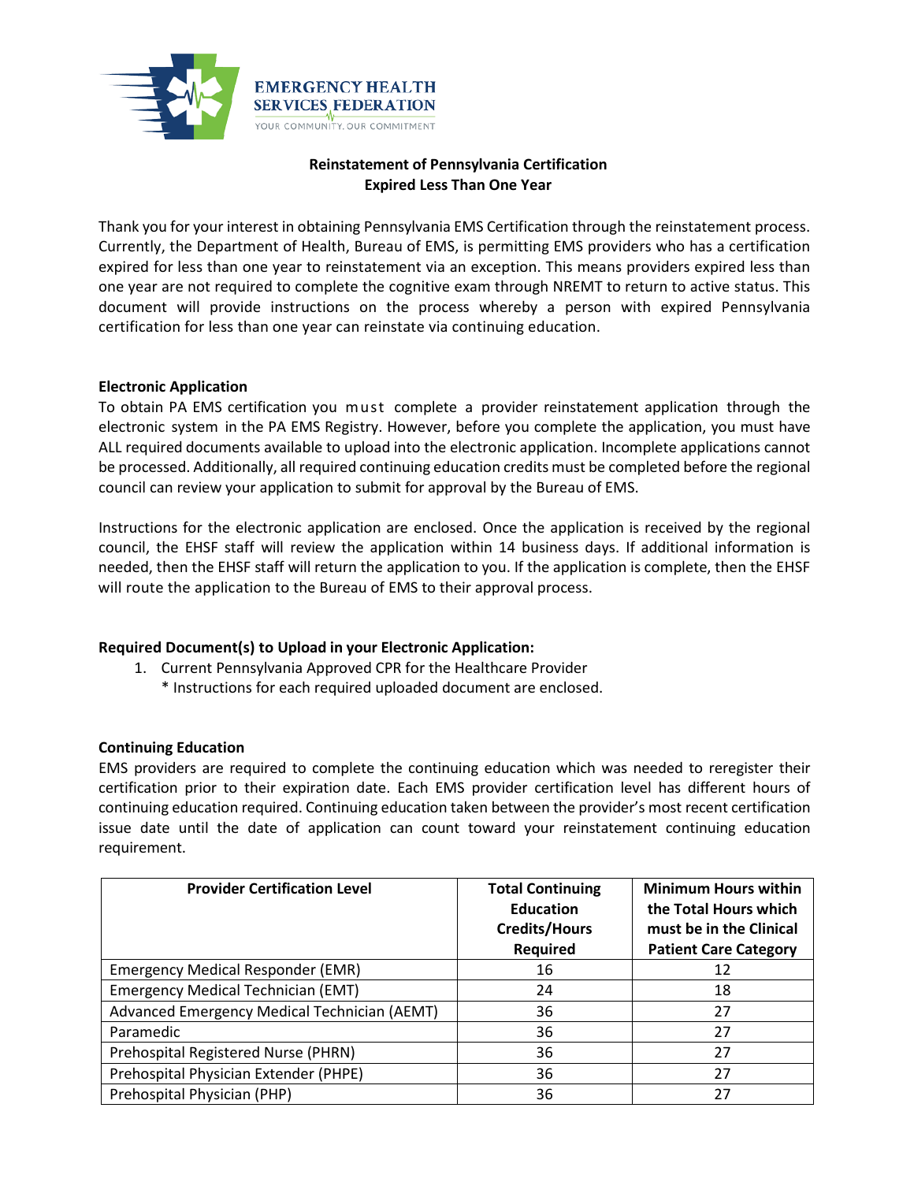EMERGENCY HEALTH SERVICES FEDERATION
YOUR COMMUNITY. OUR COMMITMENT

# Reinstatement of Pennsylvania Certification
## Expired Less Than One Year

Thank you for your interest in obtaining Pennsylvania EMS Certification through the reinstatement process. Currently, the Department of Health, Bureau of EMS, is permitting EMS providers who has a certification expired for less than one year to reinstatement via an exception. This means providers expired less than one year are not required to complete the cognitive exam through NREMT to return to active status. This document will provide instructions on the process whereby a person with expired Pennsylvania certification for less than one year can reinstate via continuing education.

### Electronic Application

To obtain PA EMS certification you must complete a provider reinstatement application through the electronic system in the PA EMS Registry. However, before you complete the application, you must have ALL required documents available to upload into the electronic application. Incomplete applications cannot be processed. Additionally, all required continuing education credits must be completed before the regional council can review your application to submit for approval by the Bureau of EMS.

Instructions for the electronic application are enclosed. Once the application is received by the regional council, the EHSF staff will review the application within 14 business days. If additional information is needed, then the EHSF staff will return the application to you. If the application is complete, then the EHSF will route the application to the Bureau of EMS to their approval process.

### Required Document(s) to Upload in your Electronic Application:

1. Current Pennsylvania Approved CPR for the Healthcare Provider
   * Instructions for each required uploaded document are enclosed.

### Continuing Education

EMS providers are required to complete the continuing education which was needed to reregister their certification prior to their expiration date. Each EMS provider certification level has different hours of continuing education required. Continuing education taken between the provider's most recent certification issue date until the date of application can count toward your reinstatement continuing education requirement.

| Provider Certification Level | Total Continuing Education Credits/Hours Required | Minimum Hours within the Total Hours which must be in the Clinical Patient Care Category |
|---|---|---|
| Emergency Medical Responder (EMR) | 16 | 12 |
| Emergency Medical Technician (EMT) | 24 | 18 |
| Advanced Emergency Medical Technician (AEMT) | 36 | 27 |
| Paramedic | 36 | 27 |
| Prehospital Registered Nurse (PHRN) | 36 | 27 |
| Prehospital Physician Extender (PHPE) | 36 | 27 |
| Prehospital Physician (PHP) | 36 | 27 |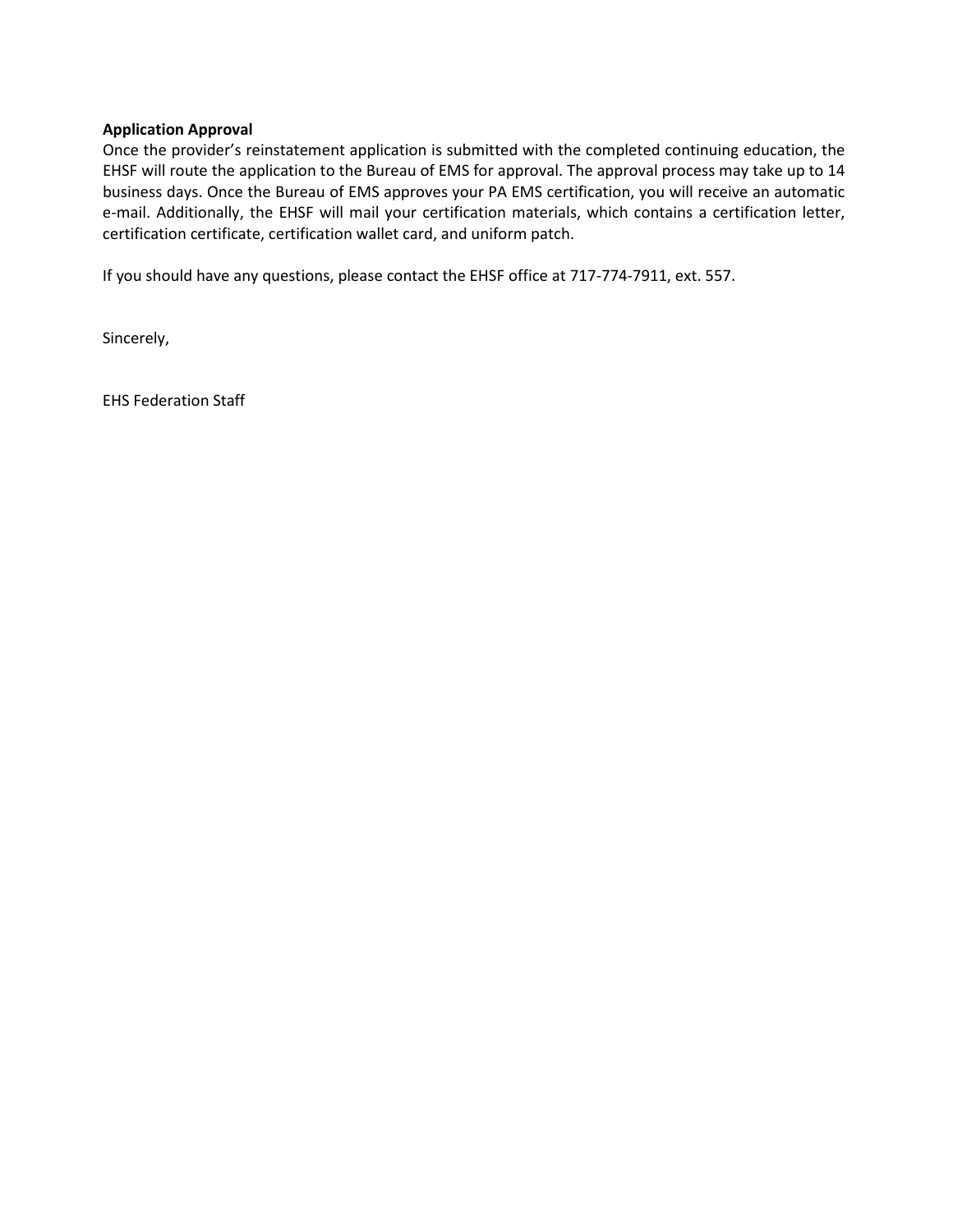**Application Approval**

Once the provider's reinstatement application is submitted with the completed continuing education, the EHSF will route the application to the Bureau of EMS for approval. The approval process may take up to 14 business days. Once the Bureau of EMS approves your PA EMS certification, you will receive an automatic e-mail. Additionally, the EHSF will mail your certification materials, which contains a certification letter, certification certificate, certification wallet card, and uniform patch.

If you should have any questions, please contact the EHSF office at 717-774-7911, ext. 557.

Sincerely,

EHS Federation Staff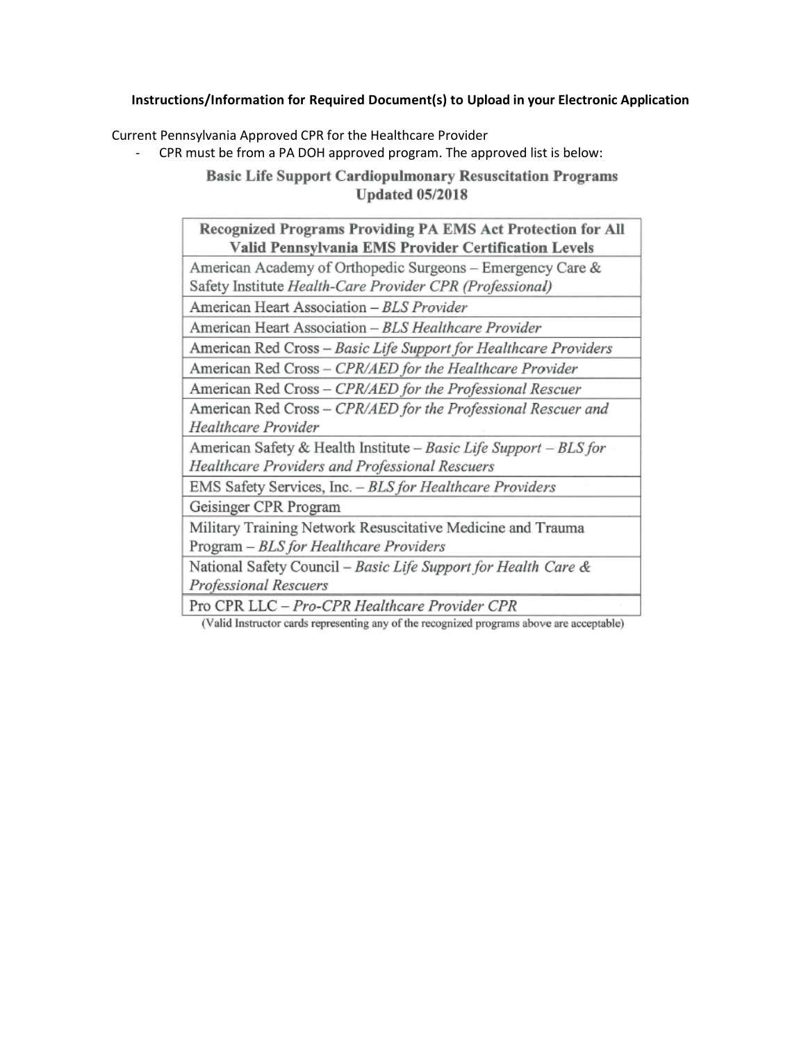**Instructions/Information for Required Document(s) to Upload in your Electronic Application**

Current Pennsylvania Approved CPR for the Healthcare Provider

- CPR must be from a PA DOH approved program. The approved list is below:

## Basic Life Support Cardiopulmonary Resuscitation Programs
## Updated 05/2018

| Recognized Programs Providing PA EMS Act Protection for All Valid Pennsylvania EMS Provider Certification Levels |
|---|
| American Academy of Orthopedic Surgeons – Emergency Care & Safety Institute *Health-Care Provider CPR (Professional)* |
| American Heart Association – *BLS Provider* |
| American Heart Association – *BLS Healthcare Provider* |
| American Red Cross – *Basic Life Support for Healthcare Providers* |
| American Red Cross – *CPR/AED for the Healthcare Provider* |
| American Red Cross – *CPR/AED for the Professional Rescuer* |
| American Red Cross – *CPR/AED for the Professional Rescuer and Healthcare Provider* |
| American Safety & Health Institute – *Basic Life Support – BLS for Healthcare Providers and Professional Rescuers* |
| EMS Safety Services, Inc. – *BLS for Healthcare Providers* |
| Geisinger CPR Program |
| Military Training Network Resuscitative Medicine and Trauma Program – *BLS for Healthcare Providers* |
| National Safety Council – *Basic Life Support for Health Care & Professional Rescuers* |
| Pro CPR LLC – *Pro-CPR Healthcare Provider CPR* |

(Valid Instructor cards representing any of the recognized programs above are acceptable)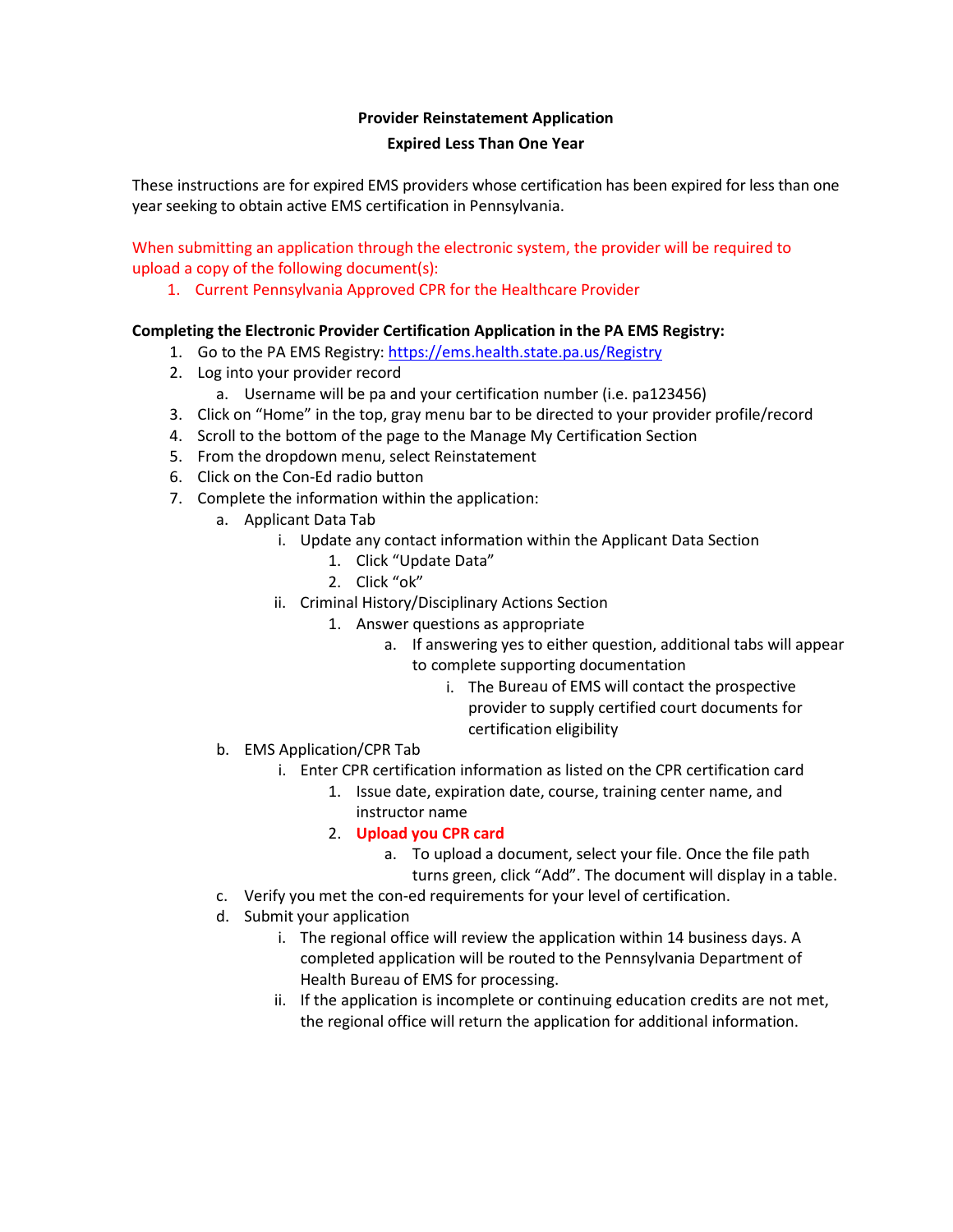**Provider Reinstatement Application**

**Expired Less Than One Year**

These instructions are for expired EMS providers whose certification has been expired for less than one year seeking to obtain active EMS certification in Pennsylvania.

When submitting an application through the electronic system, the provider will be required to upload a copy of the following document(s):

1. Current Pennsylvania Approved CPR for the Healthcare Provider

**Completing the Electronic Provider Certification Application in the PA EMS Registry:**

1. Go to the PA EMS Registry: https://ems.health.state.pa.us/Registry
2. Log into your provider record
   a. Username will be pa and your certification number (i.e. pa123456)
3. Click on "Home" in the top, gray menu bar to be directed to your provider profile/record
4. Scroll to the bottom of the page to the Manage My Certification Section
5. From the dropdown menu, select Reinstatement
6. Click on the Con-Ed radio button
7. Complete the information within the application:
   a. Applicant Data Tab
      i. Update any contact information within the Applicant Data Section
         1. Click "Update Data"
         2. Click "ok"
      ii. Criminal History/Disciplinary Actions Section
         1. Answer questions as appropriate
            a. If answering yes to either question, additional tabs will appear to complete supporting documentation
               i. The Bureau of EMS will contact the prospective provider to supply certified court documents for certification eligibility
   b. EMS Application/CPR Tab
      i. Enter CPR certification information as listed on the CPR certification card
         1. Issue date, expiration date, course, training center name, and instructor name
         2. **Upload you CPR card**
            a. To upload a document, select your file. Once the file path turns green, click "Add". The document will display in a table.
   c. Verify you met the con-ed requirements for your level of certification.
   d. Submit your application
      i. The regional office will review the application within 14 business days. A completed application will be routed to the Pennsylvania Department of Health Bureau of EMS for processing.
      ii. If the application is incomplete or continuing education credits are not met, the regional office will return the application for additional information.